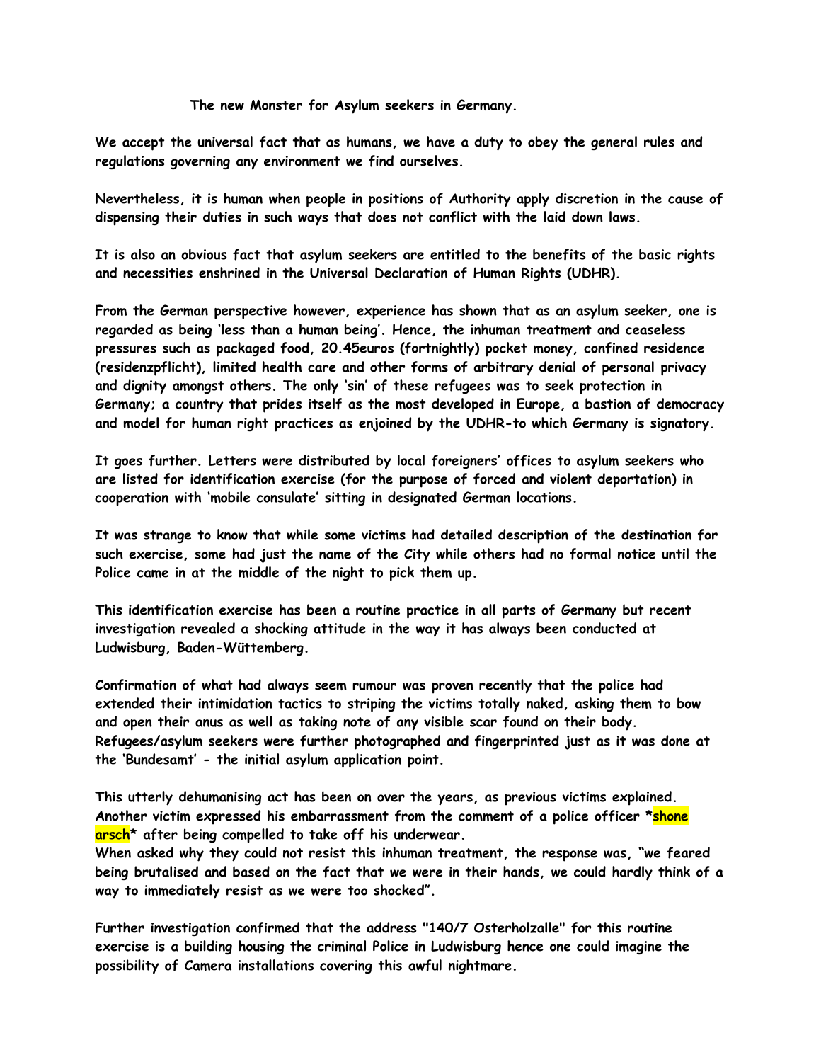**The new Monster for Asylum seekers in Germany.**

**We accept the universal fact that as humans, we have a duty to obey the general rules and regulations governing any environment we find ourselves.**

**Nevertheless, it is human when people in positions of Authority apply discretion in the cause of dispensing their duties in such ways that does not conflict with the laid down laws.**

**It is also an obvious fact that asylum seekers are entitled to the benefits of the basic rights and necessities enshrined in the Universal Declaration of Human Rights (UDHR).**

**From the German perspective however, experience has shown that as an asylum seeker, one is regarded as being 'less than a human being'. Hence, the inhuman treatment and ceaseless pressures such as packaged food, 20.45euros (fortnightly) pocket money, confined residence (residenzpflicht), limited health care and other forms of arbitrary denial of personal privacy and dignity amongst others. The only 'sin' of these refugees was to seek protection in Germany; a country that prides itself as the most developed in Europe, a bastion of democracy and model for human right practices as enjoined by the UDHR-to which Germany is signatory.**

**It goes further. Letters were distributed by local foreigners' offices to asylum seekers who are listed for identification exercise (for the purpose of forced and violent deportation) in cooperation with 'mobile consulate' sitting in designated German locations.**

**It was strange to know that while some victims had detailed description of the destination for such exercise, some had just the name of the City while others had no formal notice until the Police came in at the middle of the night to pick them up.**

**This identification exercise has been a routine practice in all parts of Germany but recent investigation revealed a shocking attitude in the way it has always been conducted at Ludwisburg, Baden-Wüttemberg.**

**Confirmation of what had always seem rumour was proven recently that the police had extended their intimidation tactics to striping the victims totally naked, asking them to bow and open their anus as well as taking note of any visible scar found on their body. Refugees/asylum seekers were further photographed and fingerprinted just as it was done at the 'Bundesamt' - the initial asylum application point.**

**This utterly dehumanising act has been on over the years, as previous victims explained. Another victim expressed his embarrassment from the comment of a police officer *shone arsch* after being compelled to take off his underwear.**
**When asked why they could not resist this inhuman treatment, the response was, "we feared being brutalised and based on the fact that we were in their hands, we could hardly think of a way to immediately resist as we were too shocked".**

**Further investigation confirmed that the address "140/7 Osterholzalle" for this routine exercise is a building housing the criminal Police in Ludwisburg hence one could imagine the possibility of Camera installations covering this awful nightmare.**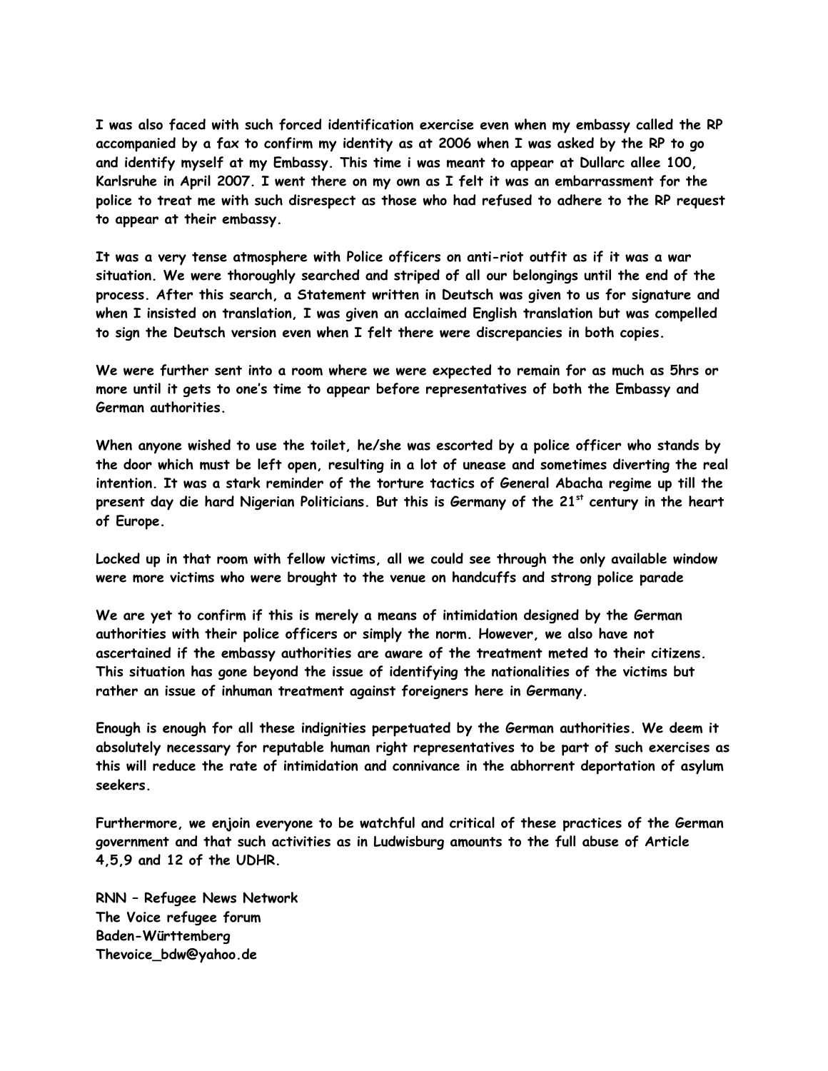**I was also faced with such forced identification exercise even when my embassy called the RP accompanied by a fax to confirm my identity as at 2006 when I was asked by the RP to go and identify myself at my Embassy. This time i was meant to appear at Dullarc allee 100, Karlsruhe in April 2007. I went there on my own as I felt it was an embarrassment for the police to treat me with such disrespect as those who had refused to adhere to the RP request to appear at their embassy.**

**It was a very tense atmosphere with Police officers on anti-riot outfit as if it was a war situation. We were thoroughly searched and striped of all our belongings until the end of the process. After this search, a Statement written in Deutsch was given to us for signature and when I insisted on translation, I was given an acclaimed English translation but was compelled to sign the Deutsch version even when I felt there were discrepancies in both copies.**

**We were further sent into a room where we were expected to remain for as much as 5hrs or more until it gets to one's time to appear before representatives of both the Embassy and German authorities.**

**When anyone wished to use the toilet, he/she was escorted by a police officer who stands by the door which must be left open, resulting in a lot of unease and sometimes diverting the real intention. It was a stark reminder of the torture tactics of General Abacha regime up till the present day die hard Nigerian Politicians. But this is Germany of the 21st century in the heart of Europe.**

**Locked up in that room with fellow victims, all we could see through the only available window were more victims who were brought to the venue on handcuffs and strong police parade**

**We are yet to confirm if this is merely a means of intimidation designed by the German authorities with their police officers or simply the norm. However, we also have not ascertained if the embassy authorities are aware of the treatment meted to their citizens. This situation has gone beyond the issue of identifying the nationalities of the victims but rather an issue of inhuman treatment against foreigners here in Germany.**

**Enough is enough for all these indignities perpetuated by the German authorities. We deem it absolutely necessary for reputable human right representatives to be part of such exercises as this will reduce the rate of intimidation and connivance in the abhorrent deportation of asylum seekers.**

**Furthermore, we enjoin everyone to be watchful and critical of these practices of the German government and that such activities as in Ludwisburg amounts to the full abuse of Article 4,5,9 and 12 of the UDHR.**

**RNN – Refugee News Network**
**The Voice refugee forum**
**Baden-Württemberg**
**Thevoice_bdw@yahoo.de**